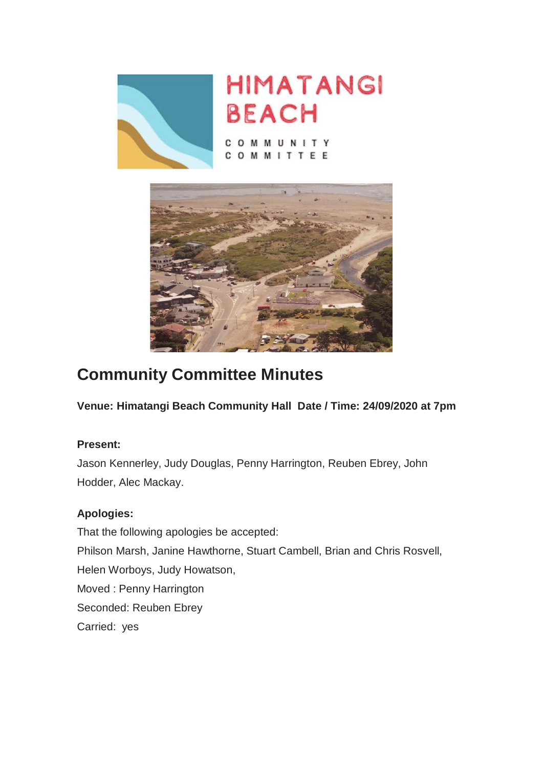HIMATANGI BEACH

COMMUNITY COMMITTEE

# Community Committee Minutes

**Venue: Himatangi Beach Community Hall  Date / Time: 24/09/2020 at 7pm**

**Present:**

Jason Kennerley, Judy Douglas, Penny Harrington, Reuben Ebrey, John Hodder, Alec Mackay.

**Apologies:**

That the following apologies be accepted:

Philson Marsh, Janine Hawthorne, Stuart Cambell, Brian and Chris Rosvell, Helen Worboys, Judy Howatson,

Moved : Penny Harrington

Seconded: Reuben Ebrey

Carried: yes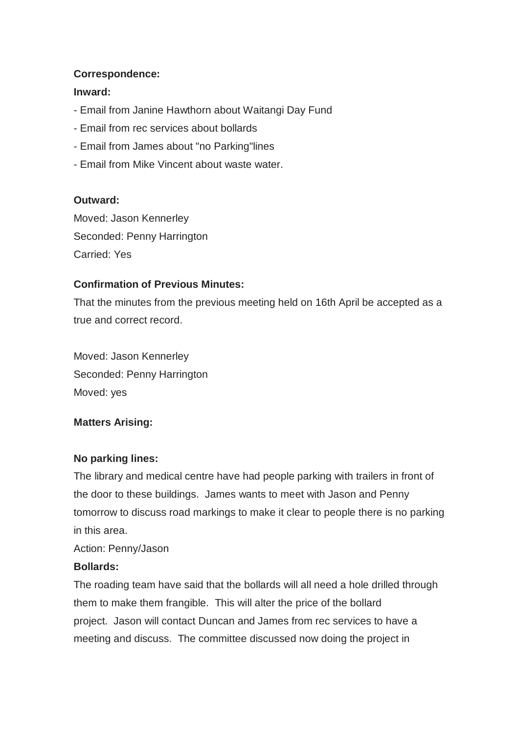**Correspondence:**

**Inward:**

- Email from Janine Hawthorn about Waitangi Day Fund
- Email from rec services about bollards
- Email from James about "no Parking"lines
- Email from Mike Vincent about waste water.

**Outward:**

Moved: Jason Kennerley

Seconded: Penny Harrington

Carried: Yes

**Confirmation of Previous Minutes:**

That the minutes from the previous meeting held on 16th April be accepted as a true and correct record.

Moved: Jason Kennerley

Seconded: Penny Harrington

Moved: yes

**Matters Arising:**

**No parking lines:**

The library and medical centre have had people parking with trailers in front of the door to these buildings. James wants to meet with Jason and Penny tomorrow to discuss road markings to make it clear to people there is no parking in this area.

Action: Penny/Jason

**Bollards:**

The roading team have said that the bollards will all need a hole drilled through them to make them frangible. This will alter the price of the bollard project. Jason will contact Duncan and James from rec services to have a meeting and discuss. The committee discussed now doing the project in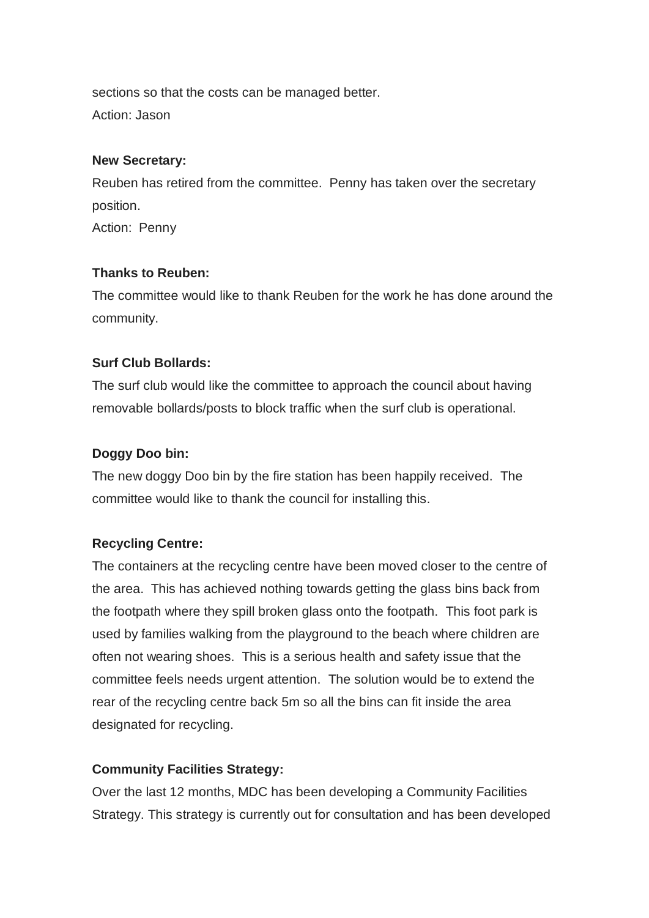sections so that the costs can be managed better.
Action: Jason

**New Secretary:**
Reuben has retired from the committee. Penny has taken over the secretary position.
Action: Penny

**Thanks to Reuben:**
The committee would like to thank Reuben for the work he has done around the community.

**Surf Club Bollards:**
The surf club would like the committee to approach the council about having removable bollards/posts to block traffic when the surf club is operational.

**Doggy Doo bin:**
The new doggy Doo bin by the fire station has been happily received. The committee would like to thank the council for installing this.

**Recycling Centre:**
The containers at the recycling centre have been moved closer to the centre of the area. This has achieved nothing towards getting the glass bins back from the footpath where they spill broken glass onto the footpath. This foot park is used by families walking from the playground to the beach where children are often not wearing shoes. This is a serious health and safety issue that the committee feels needs urgent attention. The solution would be to extend the rear of the recycling centre back 5m so all the bins can fit inside the area designated for recycling.

**Community Facilities Strategy:**
Over the last 12 months, MDC has been developing a Community Facilities Strategy. This strategy is currently out for consultation and has been developed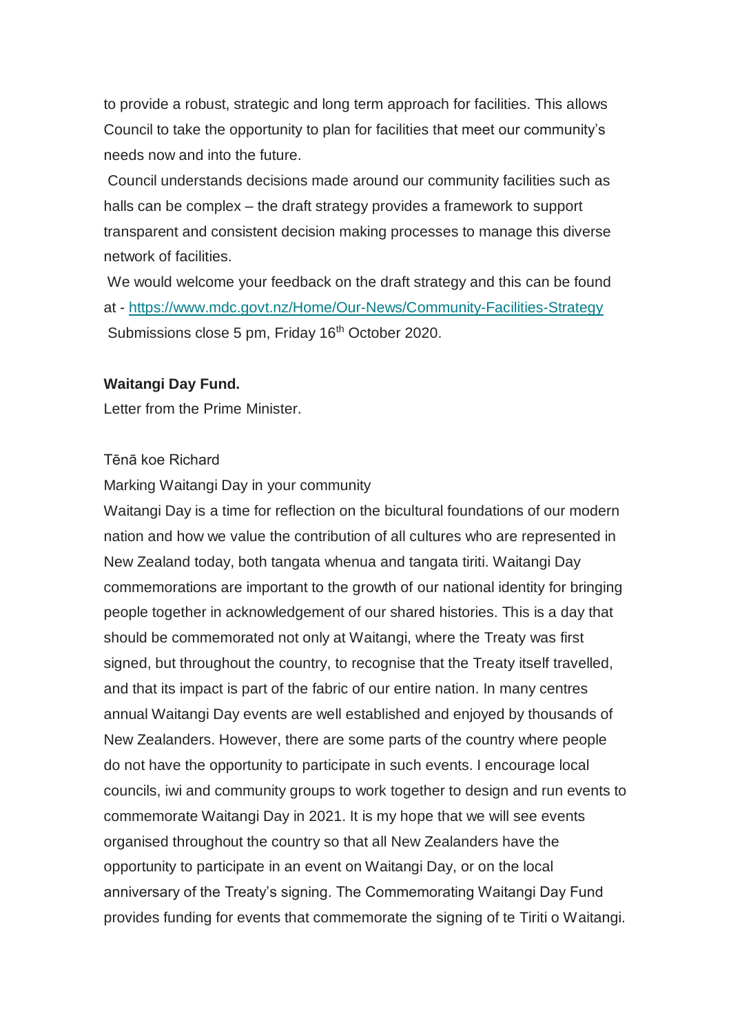to provide a robust, strategic and long term approach for facilities. This allows Council to take the opportunity to plan for facilities that meet our community's needs now and into the future.

Council understands decisions made around our community facilities such as halls can be complex – the draft strategy provides a framework to support transparent and consistent decision making processes to manage this diverse network of facilities.

We would welcome your feedback on the draft strategy and this can be found at - [https://www.mdc.govt.nz/Home/Our-News/Community-Facilities-Strategy](https://www.mdc.govt.nz/Home/Our-News/Community-Facilities-Strategy)
Submissions close 5 pm, Friday 16th October 2020.

**Waitangi Day Fund.**

Letter from the Prime Minister.

Tēnā koe Richard

Marking Waitangi Day in your community

Waitangi Day is a time for reflection on the bicultural foundations of our modern nation and how we value the contribution of all cultures who are represented in New Zealand today, both tangata whenua and tangata tiriti. Waitangi Day commemorations are important to the growth of our national identity for bringing people together in acknowledgement of our shared histories. This is a day that should be commemorated not only at Waitangi, where the Treaty was first signed, but throughout the country, to recognise that the Treaty itself travelled, and that its impact is part of the fabric of our entire nation. In many centres annual Waitangi Day events are well established and enjoyed by thousands of New Zealanders. However, there are some parts of the country where people do not have the opportunity to participate in such events. I encourage local councils, iwi and community groups to work together to design and run events to commemorate Waitangi Day in 2021. It is my hope that we will see events organised throughout the country so that all New Zealanders have the opportunity to participate in an event on Waitangi Day, or on the local anniversary of the Treaty's signing. The Commemorating Waitangi Day Fund provides funding for events that commemorate the signing of te Tiriti o Waitangi.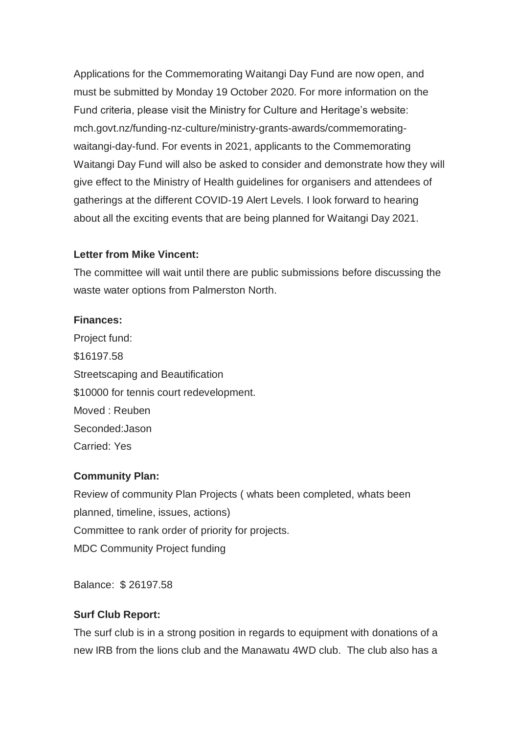Applications for the Commemorating Waitangi Day Fund are now open, and must be submitted by Monday 19 October 2020. For more information on the Fund criteria, please visit the Ministry for Culture and Heritage's website: mch.govt.nz/funding-nz-culture/ministry-grants-awards/commemorating-waitangi-day-fund. For events in 2021, applicants to the Commemorating Waitangi Day Fund will also be asked to consider and demonstrate how they will give effect to the Ministry of Health guidelines for organisers and attendees of gatherings at the different COVID-19 Alert Levels. I look forward to hearing about all the exciting events that are being planned for Waitangi Day 2021.

**Letter from Mike Vincent:**

The committee will wait until there are public submissions before discussing the waste water options from Palmerston North.

**Finances:**

Project fund:
$16197.58
Streetscaping and Beautification
$10000 for tennis court redevelopment.
Moved : Reuben
Seconded:Jason
Carried: Yes

**Community Plan:**

Review of community Plan Projects ( whats been completed, whats been planned, timeline, issues, actions)
Committee to rank order of priority for projects.
MDC Community Project funding

Balance: $ 26197.58

**Surf Club Report:**

The surf club is in a strong position in regards to equipment with donations of a new IRB from the lions club and the Manawatu 4WD club. The club also has a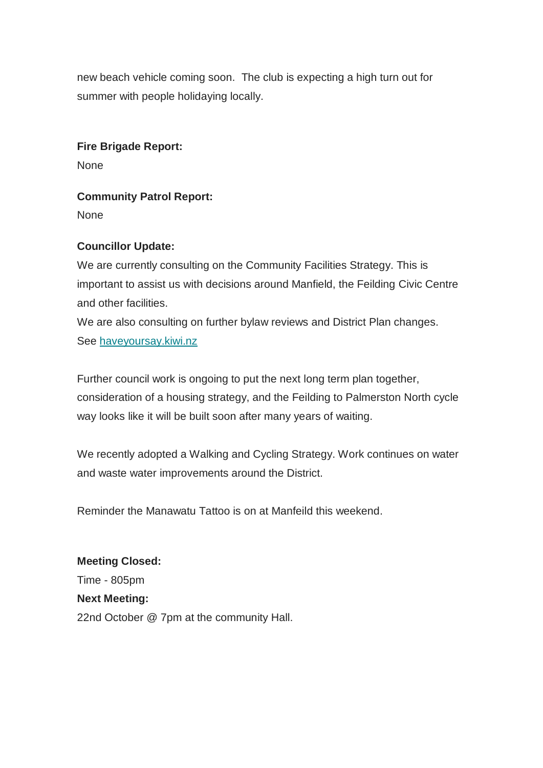new beach vehicle coming soon.  The club is expecting a high turn out for summer with people holidaying locally.

**Fire Brigade Report:**

None

**Community Patrol Report:**

None

**Councillor Update:**

We are currently consulting on the Community Facilities Strategy. This is important to assist us with decisions around Manfield, the Feilding Civic Centre and other facilities.

We are also consulting on further bylaw reviews and District Plan changes. See [haveyoursay.kiwi.nz](haveyoursay.kiwi.nz)

Further council work is ongoing to put the next long term plan together, consideration of a housing strategy, and the Feilding to Palmerston North cycle way looks like it will be built soon after many years of waiting.

We recently adopted a Walking and Cycling Strategy. Work continues on water and waste water improvements around the District.

Reminder the Manawatu Tattoo is on at Manfeild this weekend.

**Meeting Closed:**

Time - 805pm

**Next Meeting:**

22nd October @ 7pm at the community Hall.